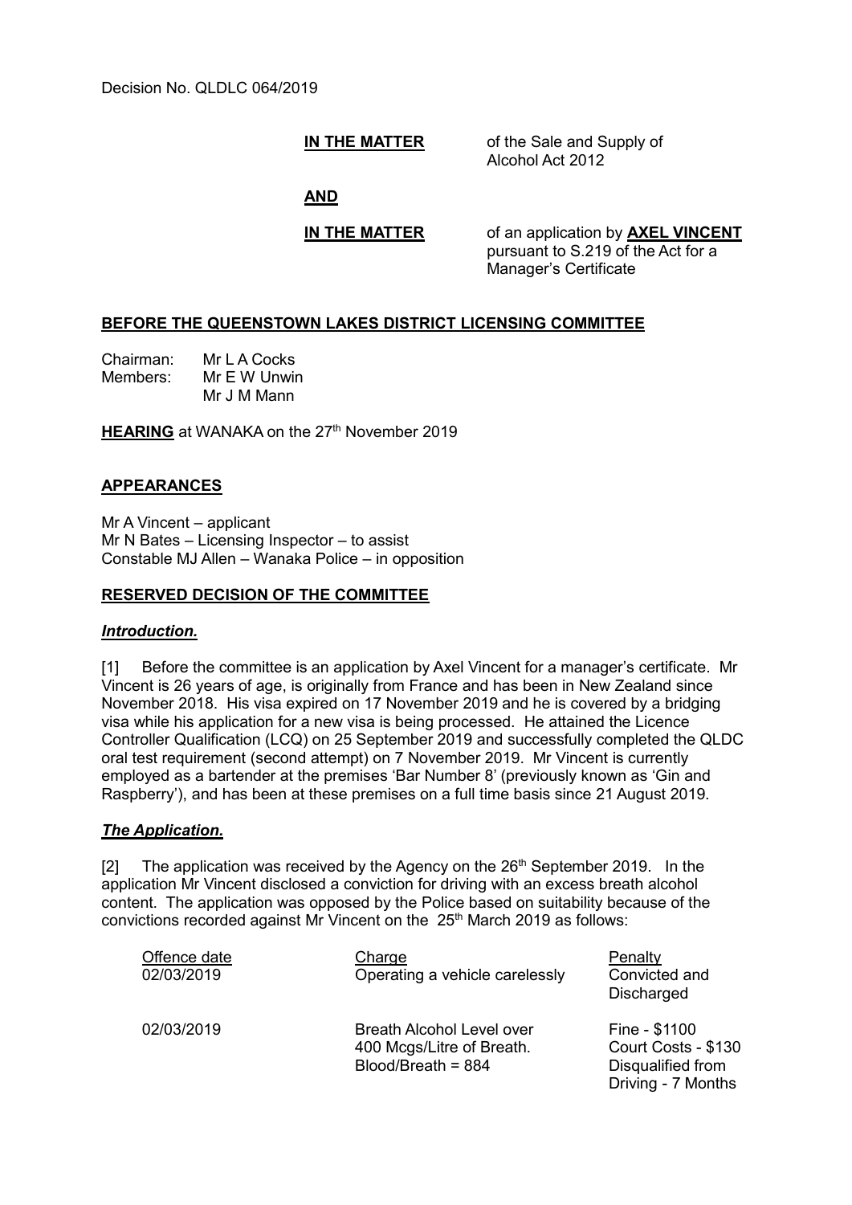Decision No. QLDLC 064/2019

| | |
|---|---|
| **IN THE MATTER** | of the Sale and Supply of Alcohol Act 2012 |
| **AND** | |
| **IN THE MATTER** | of an application by **AXEL VINCENT** pursuant to S.219 of the Act for a Manager's Certificate |

## BEFORE THE QUEENSTOWN LAKES DISTRICT LICENSING COMMITTEE

Chairman: Mr L A Cocks
Members: Mr E W Unwin
Mr J M Mann

**HEARING** at WANAKA on the 27th November 2019

## APPEARANCES

Mr A Vincent – applicant
Mr N Bates – Licensing Inspector – to assist
Constable MJ Allen – Wanaka Police – in opposition

## RESERVED DECISION OF THE COMMITTEE

### *Introduction.*

[1] Before the committee is an application by Axel Vincent for a manager's certificate. Mr Vincent is 26 years of age, is originally from France and has been in New Zealand since November 2018. His visa expired on 17 November 2019 and he is covered by a bridging visa while his application for a new visa is being processed. He attained the Licence Controller Qualification (LCQ) on 25 September 2019 and successfully completed the QLDC oral test requirement (second attempt) on 7 November 2019. Mr Vincent is currently employed as a bartender at the premises 'Bar Number 8' (previously known as 'Gin and Raspberry'), and has been at these premises on a full time basis since 21 August 2019.

### *The Application.*

[2] The application was received by the Agency on the 26th September 2019. In the application Mr Vincent disclosed a conviction for driving with an excess breath alcohol content. The application was opposed by the Police based on suitability because of the convictions recorded against Mr Vincent on the 25th March 2019 as follows:

| Offence date | Charge | Penalty |
|---|---|---|
| 02/03/2019 | Operating a vehicle carelessly | Convicted and Discharged |
| 02/03/2019 | Breath Alcohol Level over 400 Mcgs/Litre of Breath. Blood/Breath = 884 | Fine - $1100<br>Court Costs - $130<br>Disqualified from Driving - 7 Months |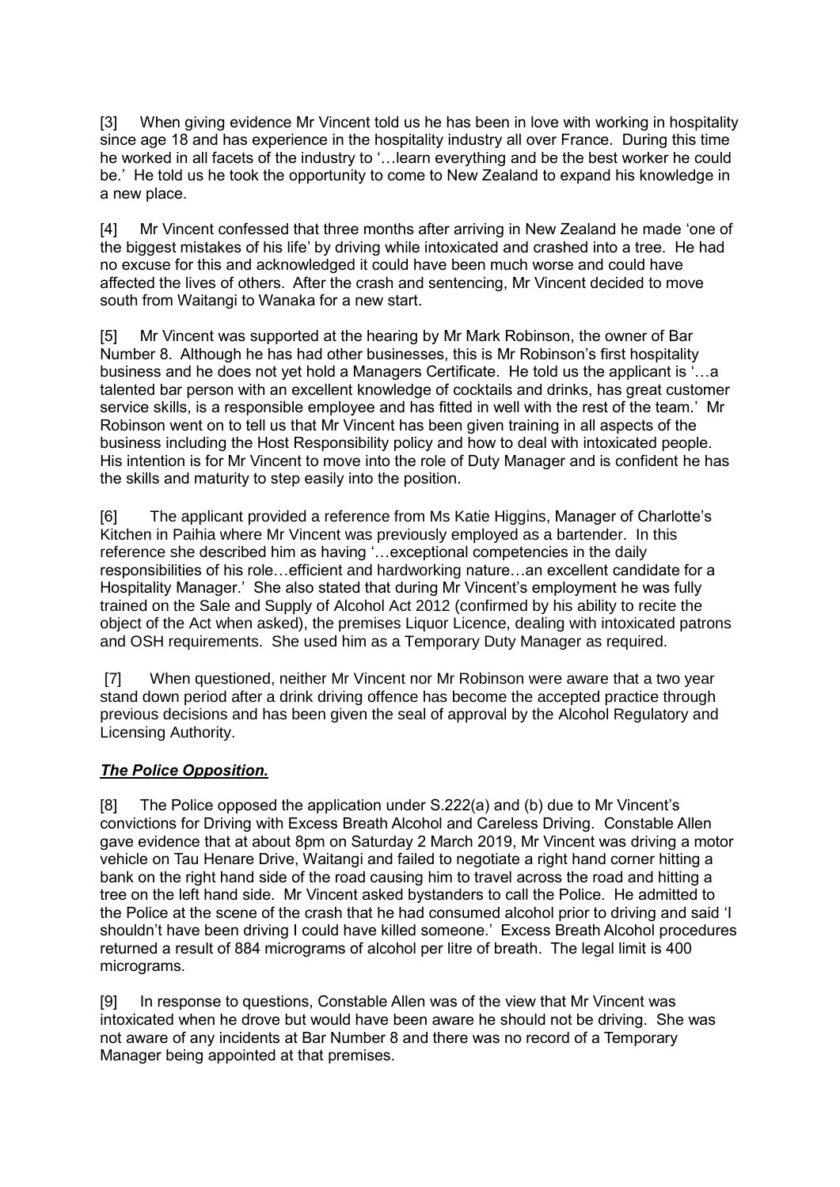[3] When giving evidence Mr Vincent told us he has been in love with working in hospitality since age 18 and has experience in the hospitality industry all over France. During this time he worked in all facets of the industry to '…learn everything and be the best worker he could be.' He told us he took the opportunity to come to New Zealand to expand his knowledge in a new place.

[4] Mr Vincent confessed that three months after arriving in New Zealand he made 'one of the biggest mistakes of his life' by driving while intoxicated and crashed into a tree. He had no excuse for this and acknowledged it could have been much worse and could have affected the lives of others. After the crash and sentencing, Mr Vincent decided to move south from Waitangi to Wanaka for a new start.

[5] Mr Vincent was supported at the hearing by Mr Mark Robinson, the owner of Bar Number 8. Although he has had other businesses, this is Mr Robinson's first hospitality business and he does not yet hold a Managers Certificate. He told us the applicant is '…a talented bar person with an excellent knowledge of cocktails and drinks, has great customer service skills, is a responsible employee and has fitted in well with the rest of the team.' Mr Robinson went on to tell us that Mr Vincent has been given training in all aspects of the business including the Host Responsibility policy and how to deal with intoxicated people. His intention is for Mr Vincent to move into the role of Duty Manager and is confident he has the skills and maturity to step easily into the position.

[6] The applicant provided a reference from Ms Katie Higgins, Manager of Charlotte's Kitchen in Paihia where Mr Vincent was previously employed as a bartender. In this reference she described him as having '…exceptional competencies in the daily responsibilities of his role…efficient and hardworking nature…an excellent candidate for a Hospitality Manager.' She also stated that during Mr Vincent's employment he was fully trained on the Sale and Supply of Alcohol Act 2012 (confirmed by his ability to recite the object of the Act when asked), the premises Liquor Licence, dealing with intoxicated patrons and OSH requirements. She used him as a Temporary Duty Manager as required.

[7] When questioned, neither Mr Vincent nor Mr Robinson were aware that a two year stand down period after a drink driving offence has become the accepted practice through previous decisions and has been given the seal of approval by the Alcohol Regulatory and Licensing Authority.

## ***The Police Opposition.***

[8] The Police opposed the application under S.222(a) and (b) due to Mr Vincent's convictions for Driving with Excess Breath Alcohol and Careless Driving. Constable Allen gave evidence that at about 8pm on Saturday 2 March 2019, Mr Vincent was driving a motor vehicle on Tau Henare Drive, Waitangi and failed to negotiate a right hand corner hitting a bank on the right hand side of the road causing him to travel across the road and hitting a tree on the left hand side. Mr Vincent asked bystanders to call the Police. He admitted to the Police at the scene of the crash that he had consumed alcohol prior to driving and said 'I shouldn't have been driving I could have killed someone.' Excess Breath Alcohol procedures returned a result of 884 micrograms of alcohol per litre of breath. The legal limit is 400 micrograms.

[9] In response to questions, Constable Allen was of the view that Mr Vincent was intoxicated when he drove but would have been aware he should not be driving. She was not aware of any incidents at Bar Number 8 and there was no record of a Temporary Manager being appointed at that premises.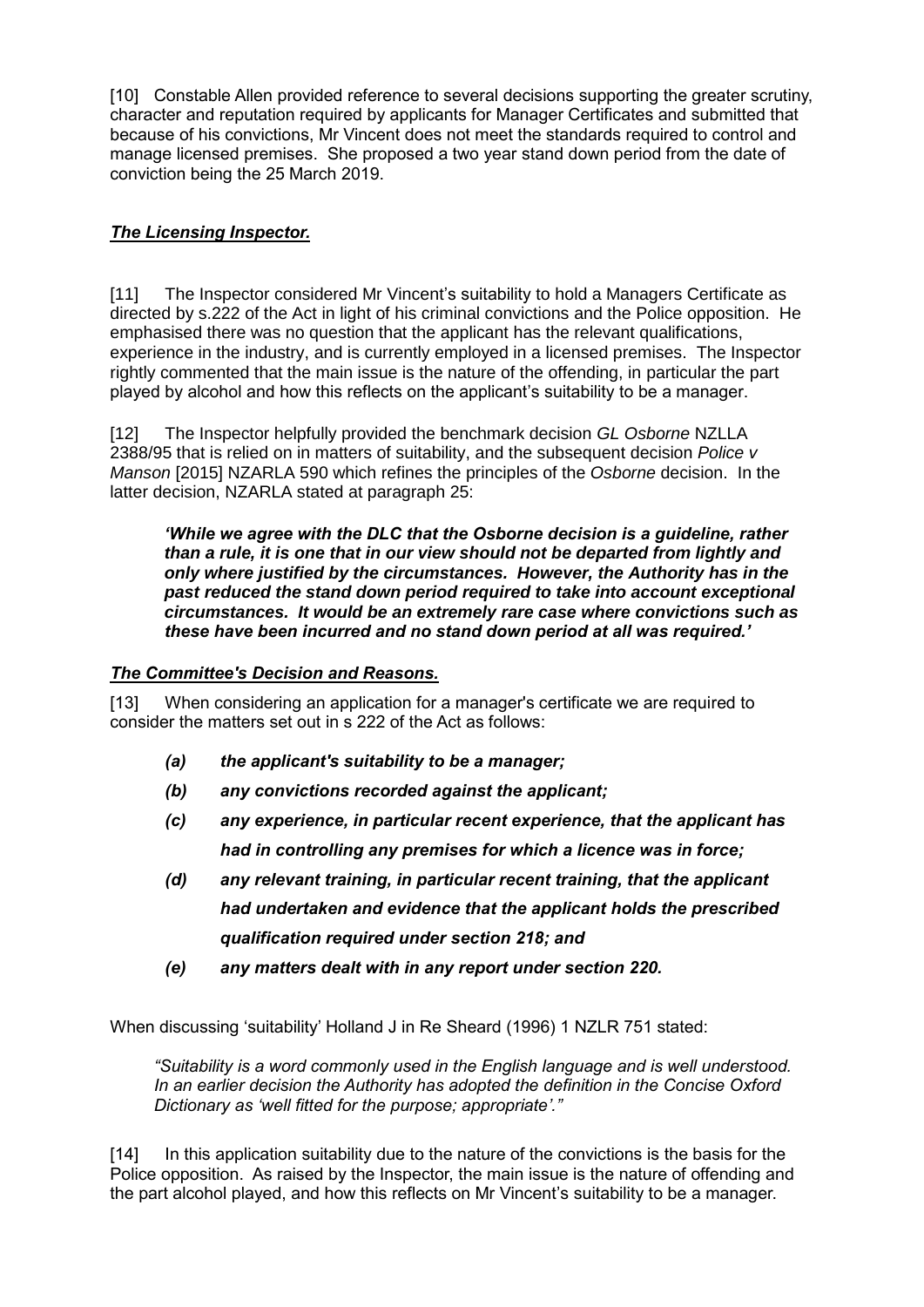[10] Constable Allen provided reference to several decisions supporting the greater scrutiny, character and reputation required by applicants for Manager Certificates and submitted that because of his convictions, Mr Vincent does not meet the standards required to control and manage licensed premises. She proposed a two year stand down period from the date of conviction being the 25 March 2019.

### ***The Licensing Inspector.***

[11] The Inspector considered Mr Vincent's suitability to hold a Managers Certificate as directed by s.222 of the Act in light of his criminal convictions and the Police opposition. He emphasised there was no question that the applicant has the relevant qualifications, experience in the industry, and is currently employed in a licensed premises. The Inspector rightly commented that the main issue is the nature of the offending, in particular the part played by alcohol and how this reflects on the applicant's suitability to be a manager.

[12] The Inspector helpfully provided the benchmark decision *GL Osborne* NZLLA 2388/95 that is relied on in matters of suitability, and the subsequent decision *Police v Manson* [2015] NZARLA 590 which refines the principles of the *Osborne* decision. In the latter decision, NZARLA stated at paragraph 25:

> ***'While we agree with the DLC that the Osborne decision is a guideline, rather than a rule, it is one that in our view should not be departed from lightly and only where justified by the circumstances. However, the Authority has in the past reduced the stand down period required to take into account exceptional circumstances. It would be an extremely rare case where convictions such as these have been incurred and no stand down period at all was required.'***

### ***The Committee's Decision and Reasons.***

[13] When considering an application for a manager's certificate we are required to consider the matters set out in s 222 of the Act as follows:

- ***(a) the applicant's suitability to be a manager;***
- ***(b) any convictions recorded against the applicant;***
- ***(c) any experience, in particular recent experience, that the applicant has had in controlling any premises for which a licence was in force;***
- ***(d) any relevant training, in particular recent training, that the applicant had undertaken and evidence that the applicant holds the prescribed qualification required under section 218; and***
- ***(e) any matters dealt with in any report under section 220.***

When discussing 'suitability' Holland J in Re Sheard (1996) 1 NZLR 751 stated:

> *"Suitability is a word commonly used in the English language and is well understood. In an earlier decision the Authority has adopted the definition in the Concise Oxford Dictionary as 'well fitted for the purpose; appropriate'."*

[14] In this application suitability due to the nature of the convictions is the basis for the Police opposition. As raised by the Inspector, the main issue is the nature of offending and the part alcohol played, and how this reflects on Mr Vincent's suitability to be a manager.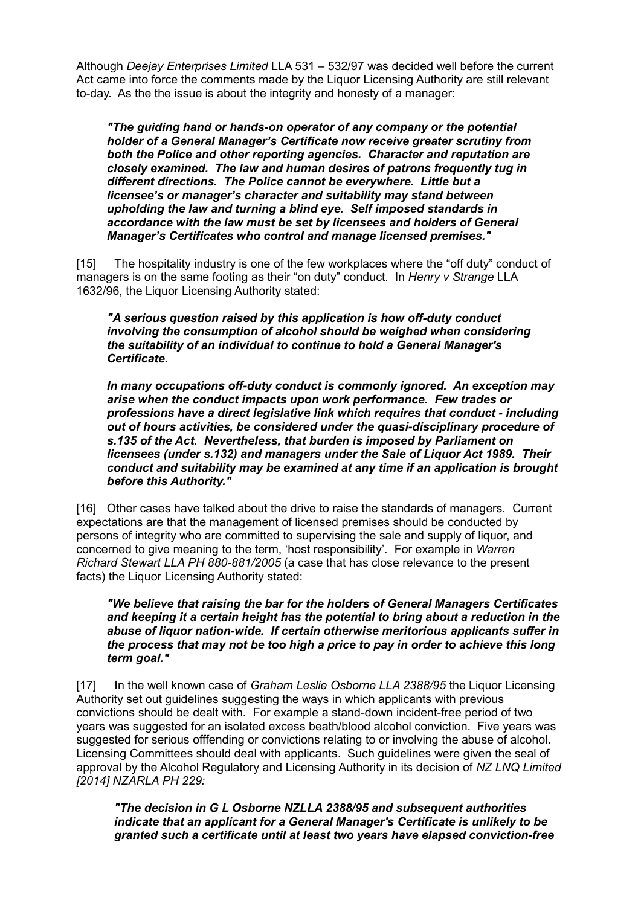Although *Deejay Enterprises Limited* LLA 531 – 532/97 was decided well before the current Act came into force the comments made by the Liquor Licensing Authority are still relevant to-day. As the the issue is about the integrity and honesty of a manager:

> ***"The guiding hand or hands-on operator of any company or the potential holder of a General Manager's Certificate now receive greater scrutiny from both the Police and other reporting agencies. Character and reputation are closely examined. The law and human desires of patrons frequently tug in different directions. The Police cannot be everywhere. Little but a licensee's or manager's character and suitability may stand between upholding the law and turning a blind eye. Self imposed standards in accordance with the law must be set by licensees and holders of General Manager's Certificates who control and manage licensed premises."***

[15] The hospitality industry is one of the few workplaces where the "off duty" conduct of managers is on the same footing as their "on duty" conduct. In *Henry v Strange* LLA 1632/96, the Liquor Licensing Authority stated:

> ***"A serious question raised by this application is how off-duty conduct involving the consumption of alcohol should be weighed when considering the suitability of an individual to continue to hold a General Manager's Certificate.***
>
> ***In many occupations off-duty conduct is commonly ignored. An exception may arise when the conduct impacts upon work performance. Few trades or professions have a direct legislative link which requires that conduct - including out of hours activities, be considered under the quasi-disciplinary procedure of s.135 of the Act. Nevertheless, that burden is imposed by Parliament on licensees (under s.132) and managers under the Sale of Liquor Act 1989. Their conduct and suitability may be examined at any time if an application is brought before this Authority."***

[16] Other cases have talked about the drive to raise the standards of managers. Current expectations are that the management of licensed premises should be conducted by persons of integrity who are committed to supervising the sale and supply of liquor, and concerned to give meaning to the term, 'host responsibility'. For example in *Warren Richard Stewart LLA PH 880-881/2005* (a case that has close relevance to the present facts) the Liquor Licensing Authority stated:

> ***"We believe that raising the bar for the holders of General Managers Certificates and keeping it a certain height has the potential to bring about a reduction in the abuse of liquor nation-wide. If certain otherwise meritorious applicants suffer in the process that may not be too high a price to pay in order to achieve this long term goal."***

[17] In the well known case of *Graham Leslie Osborne LLA 2388/95* the Liquor Licensing Authority set out guidelines suggesting the ways in which applicants with previous convictions should be dealt with. For example a stand-down incident-free period of two years was suggested for an isolated excess beath/blood alcohol conviction. Five years was suggested for serious offfending or convictions relating to or involving the abuse of alcohol. Licensing Committees should deal with applicants. Such guidelines were given the seal of approval by the Alcohol Regulatory and Licensing Authority in its decision of *NZ LNQ Limited [2014] NZARLA PH 229:*

> ***"The decision in G L Osborne NZLLA 2388/95 and subsequent authorities indicate that an applicant for a General Manager's Certificate is unlikely to be granted such a certificate until at least two years have elapsed conviction-free***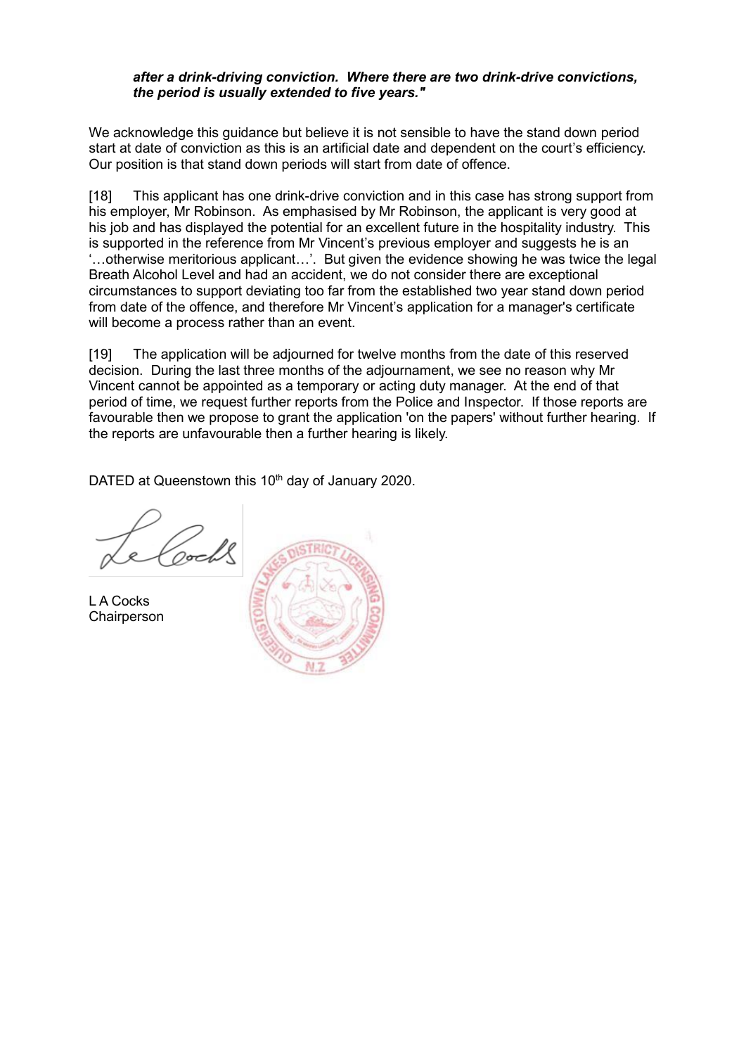***after a drink-driving conviction. Where there are two drink-drive convictions, the period is usually extended to five years."***

We acknowledge this guidance but believe it is not sensible to have the stand down period start at date of conviction as this is an artificial date and dependent on the court's efficiency. Our position is that stand down periods will start from date of offence.

[18] This applicant has one drink-drive conviction and in this case has strong support from his employer, Mr Robinson. As emphasised by Mr Robinson, the applicant is very good at his job and has displayed the potential for an excellent future in the hospitality industry. This is supported in the reference from Mr Vincent's previous employer and suggests he is an '…otherwise meritorious applicant…'. But given the evidence showing he was twice the legal Breath Alcohol Level and had an accident, we do not consider there are exceptional circumstances to support deviating too far from the established two year stand down period from date of the offence, and therefore Mr Vincent's application for a manager's certificate will become a process rather than an event.

[19] The application will be adjourned for twelve months from the date of this reserved decision. During the last three months of the adjournment, we see no reason why Mr Vincent cannot be appointed as a temporary or acting duty manager. At the end of that period of time, we request further reports from the Police and Inspector. If those reports are favourable then we propose to grant the application 'on the papers' without further hearing. If the reports are unfavourable then a further hearing is likely.

DATED at Queenstown this 10th day of January 2020.

L A Cocks
Chairperson